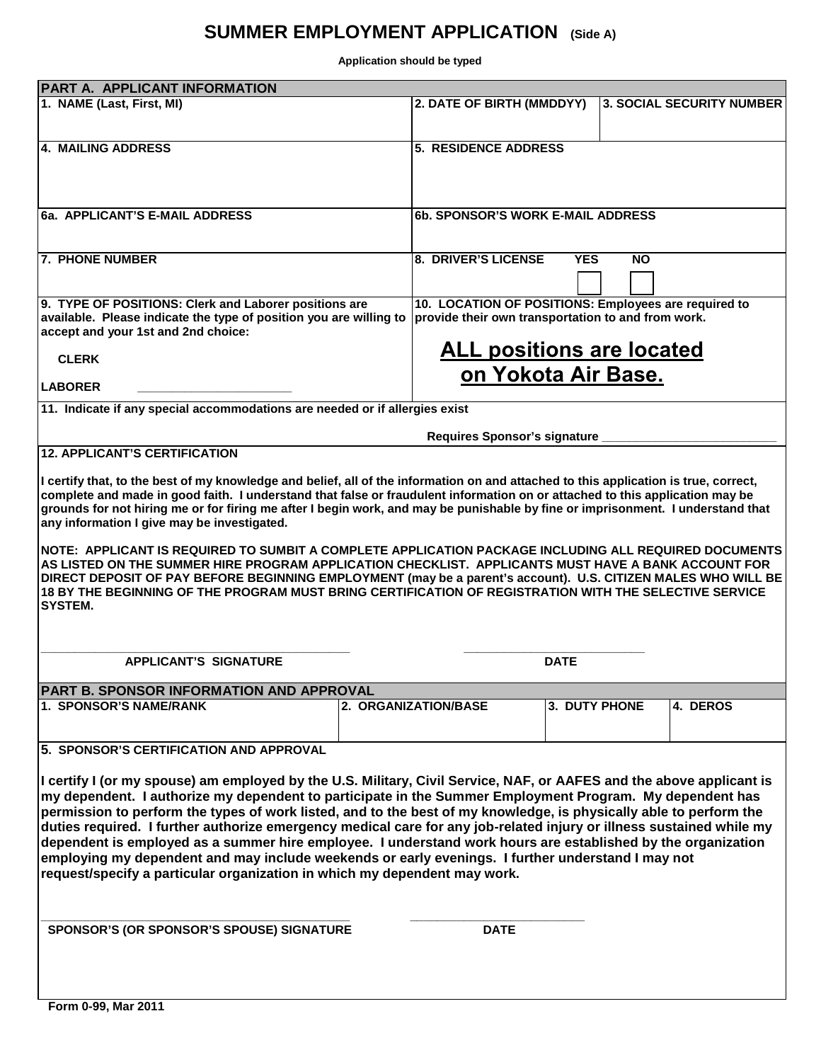# SUMMER EMPLOYMENT APPLICATION (Side A)

**Application should be typed**

## PART A. APPLICANT INFORMATION

| 1. NAME (Last, First, MI) | 2. DATE OF BIRTH (MMDDYY) | 3. SOCIAL SECURITY NUMBER |
|---|---|---|
| | | |

| 4. MAILING ADDRESS | 5. RESIDENCE ADDRESS |
|---|---|
| | |

| 6a. APPLICANT'S E-MAIL ADDRESS | 6b. SPONSOR'S WORK E-MAIL ADDRESS |
|---|---|
| | |

| 7. PHONE NUMBER | 8. DRIVER'S LICENSE YES ☐ NO ☐ |
|---|---|
| | |

**9. TYPE OF POSITIONS:** Clerk and Laborer positions are available. Please indicate the type of position you are willing to accept and your 1st and 2nd choice:

**CLERK**

**LABORER** ______________________

**10. LOCATION OF POSITIONS:** Employees are required to provide their own transportation to and from work.

**ALL positions are located on Yokota Air Base.**

**11. Indicate if any special accommodations are needed or if allergies exist**

Requires Sponsor's signature __________________________

**12. APPLICANT'S CERTIFICATION**

I certify that, to the best of my knowledge and belief, all of the information on and attached to this application is true, correct, complete and made in good faith. I understand that false or fraudulent information on or attached to this application may be grounds for not hiring me or for firing me after I begin work, and may be punishable by fine or imprisonment. I understand that any information I give may be investigated.

NOTE: APPLICANT IS REQUIRED TO SUMBIT A COMPLETE APPLICATION PACKAGE INCLUDING ALL REQUIRED DOCUMENTS AS LISTED ON THE SUMMER HIRE PROGRAM APPLICATION CHECKLIST. APPLICANTS MUST HAVE A BANK ACCOUNT FOR DIRECT DEPOSIT OF PAY BEFORE BEGINNING EMPLOYMENT (may be a parent's account). U.S. CITIZEN MALES WHO WILL BE 18 BY THE BEGINNING OF THE PROGRAM MUST BRING CERTIFICATION OF REGISTRATION WITH THE SELECTIVE SERVICE SYSTEM.

____________________________________ APPLICANT'S SIGNATURE

__________________________ DATE

## PART B. SPONSOR INFORMATION AND APPROVAL

| 1. SPONSOR'S NAME/RANK | 2. ORGANIZATION/BASE | 3. DUTY PHONE | 4. DEROS |
|---|---|---|---|
| | | | |

**5. SPONSOR'S CERTIFICATION AND APPROVAL**

I certify I (or my spouse) am employed by the U.S. Military, Civil Service, NAF, or AAFES and the above applicant is my dependent. I authorize my dependent to participate in the Summer Employment Program. My dependent has permission to perform the types of work listed, and to the best of my knowledge, is physically able to perform the duties required. I further authorize emergency medical care for any job-related injury or illness sustained while my dependent is employed as a summer hire employee. I understand work hours are established by the organization employing my dependent and may include weekends or early evenings. I further understand I may not request/specify a particular organization in which my dependent may work.

____________________________________ SPONSOR'S (OR SPONSOR'S SPOUSE) SIGNATURE

__________________________ DATE

Form 0-99, Mar 2011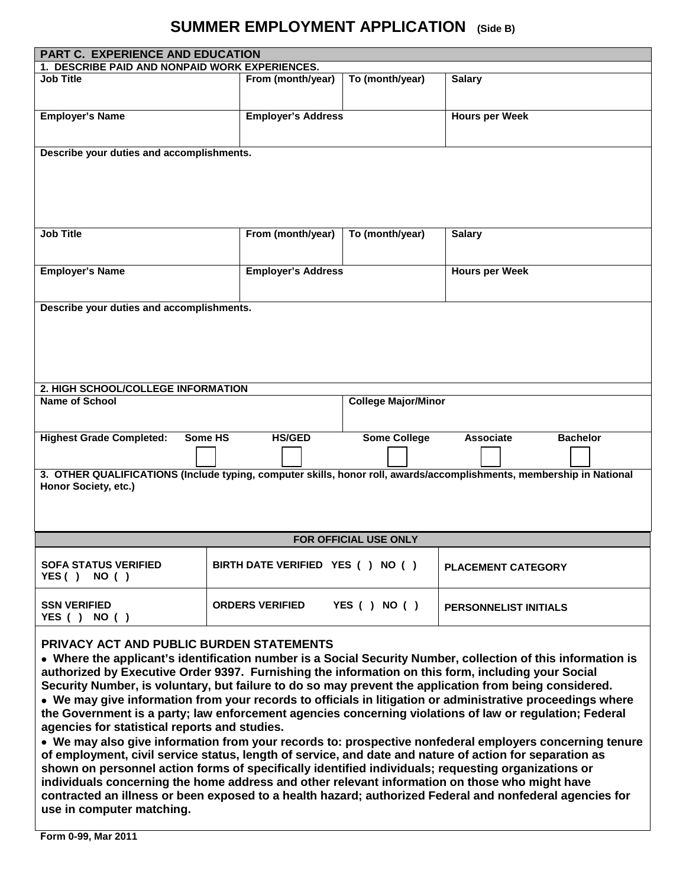# SUMMER EMPLOYMENT APPLICATION (Side B)

## PART C. EXPERIENCE AND EDUCATION

### 1. DESCRIBE PAID AND NONPAID WORK EXPERIENCES.

| Job Title | From (month/year) | To (month/year) | Salary |
|---|---|---|---|
| | | | |
| **Employer's Name** | **Employer's Address** | | **Hours per Week** |
| | | | |

**Describe your duties and accomplishments.**

| Job Title | From (month/year) | To (month/year) | Salary |
|---|---|---|---|
| | | | |
| **Employer's Name** | **Employer's Address** | | **Hours per Week** |
| | | | |

**Describe your duties and accomplishments.**

### 2. HIGH SCHOOL/COLLEGE INFORMATION

| Name of School | College Major/Minor |
|---|---|
| | |

**Highest Grade Completed:** Some HS ☐ HS/GED ☐ Some College ☐ Associate ☐ Bachelor ☐

### 3. OTHER QUALIFICATIONS (Include typing, computer skills, honor roll, awards/accomplishments, membership in National Honor Society, etc.)

## FOR OFFICIAL USE ONLY

| | | |
|---|---|---|
| SOFA STATUS VERIFIED YES ( ) NO ( ) | BIRTH DATE VERIFIED YES ( ) NO ( ) | PLACEMENT CATEGORY |
| SSN VERIFIED YES ( ) NO ( ) | ORDERS VERIFIED YES ( ) NO ( ) | PERSONNELIST INITIALS |

## PRIVACY ACT AND PUBLIC BURDEN STATEMENTS

- **Where the applicant's identification number is a Social Security Number, collection of this information is authorized by Executive Order 9397. Furnishing the information on this form, including your Social Security Number, is voluntary, but failure to do so may prevent the application from being considered.**
- **We may give information from your records to officials in litigation or administrative proceedings where the Government is a party; law enforcement agencies concerning violations of law or regulation; Federal agencies for statistical reports and studies.**
- **We may also give information from your records to: prospective nonfederal employers concerning tenure of employment, civil service status, length of service, and date and nature of action for separation as shown on personnel action forms of specifically identified individuals; requesting organizations or individuals concerning the home address and other relevant information on those who might have contracted an illness or been exposed to a health hazard; authorized Federal and nonfederal agencies for use in computer matching.**

Form 0-99, Mar 2011